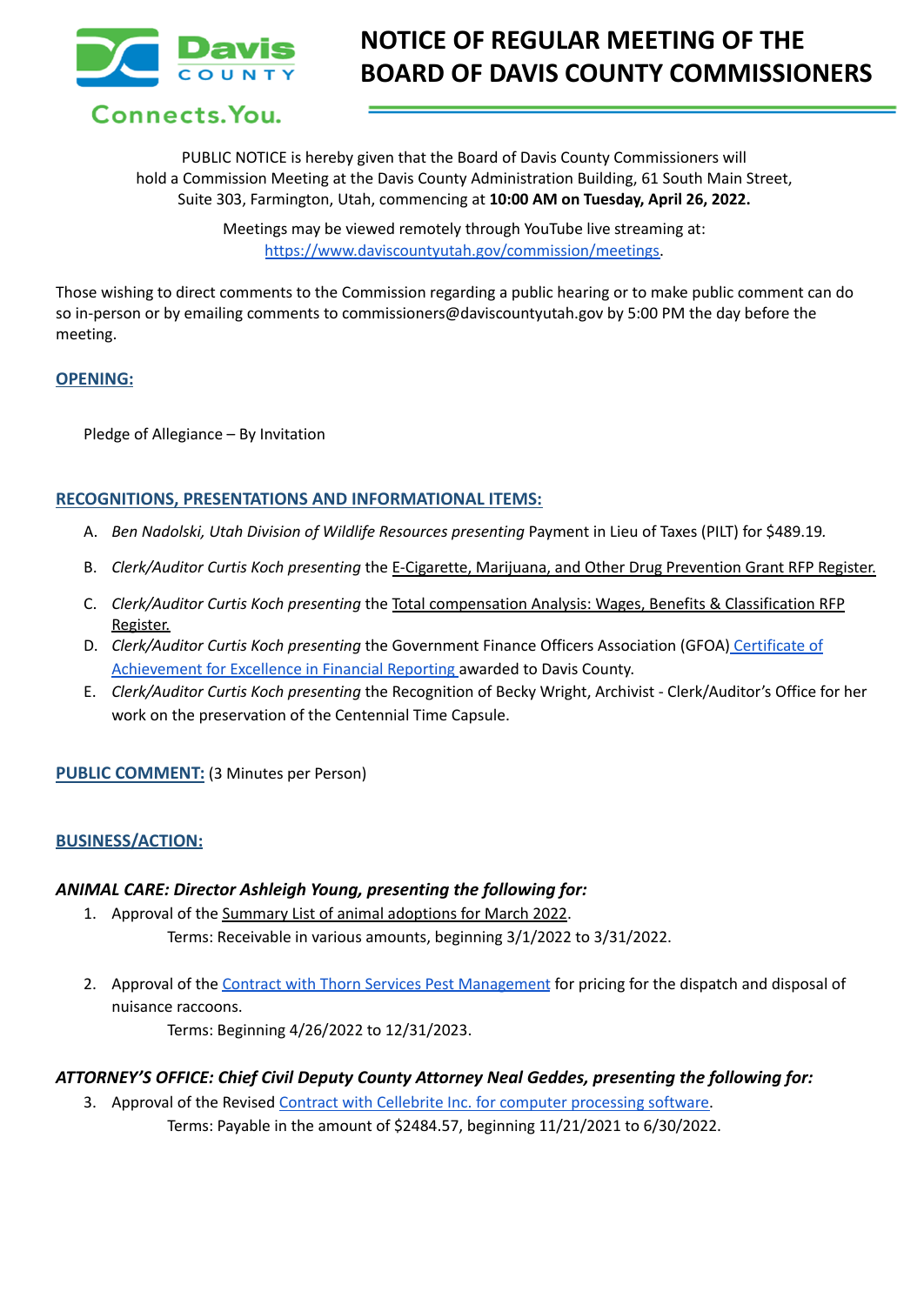Davis COUNTY

Connects.You.

# NOTICE OF REGULAR MEETING OF THE BOARD OF DAVIS COUNTY COMMISSIONERS

PUBLIC NOTICE is hereby given that the Board of Davis County Commissioners will hold a Commission Meeting at the Davis County Administration Building, 61 South Main Street, Suite 303, Farmington, Utah, commencing at **10:00 AM on Tuesday, April 26, 2022.**

Meetings may be viewed remotely through YouTube live streaming at: https://www.daviscountyutah.gov/commission/meetings.

Those wishing to direct comments to the Commission regarding a public hearing or to make public comment can do so in-person or by emailing comments to commissioners@daviscountyutah.gov by 5:00 PM the day before the meeting.

## OPENING:

Pledge of Allegiance – By Invitation

## RECOGNITIONS, PRESENTATIONS AND INFORMATIONAL ITEMS:

A. *Ben Nadolski, Utah Division of Wildlife Resources presenting* Payment in Lieu of Taxes (PILT) for $489.19.

B. *Clerk/Auditor Curtis Koch presenting* the E-Cigarette, Marijuana, and Other Drug Prevention Grant RFP Register.

C. *Clerk/Auditor Curtis Koch presenting* the Total compensation Analysis: Wages, Benefits & Classification RFP Register.

D. *Clerk/Auditor Curtis Koch presenting* the Government Finance Officers Association (GFOA) Certificate of Achievement for Excellence in Financial Reporting awarded to Davis County.

E. *Clerk/Auditor Curtis Koch presenting* the Recognition of Becky Wright, Archivist - Clerk/Auditor's Office for her work on the preservation of the Centennial Time Capsule.

## PUBLIC COMMENT: (3 Minutes per Person)

## BUSINESS/ACTION:

### *ANIMAL CARE: Director Ashleigh Young, presenting the following for:*

1. Approval of the Summary List of animal adoptions for March 2022.
   Terms: Receivable in various amounts, beginning 3/1/2022 to 3/31/2022.

2. Approval of the Contract with Thorn Services Pest Management for pricing for the dispatch and disposal of nuisance raccoons.
   Terms: Beginning 4/26/2022 to 12/31/2023.

### *ATTORNEY'S OFFICE: Chief Civil Deputy County Attorney Neal Geddes, presenting the following for:*

3. Approval of the Revised Contract with Cellebrite Inc. for computer processing software.
   Terms: Payable in the amount of $2484.57, beginning 11/21/2021 to 6/30/2022.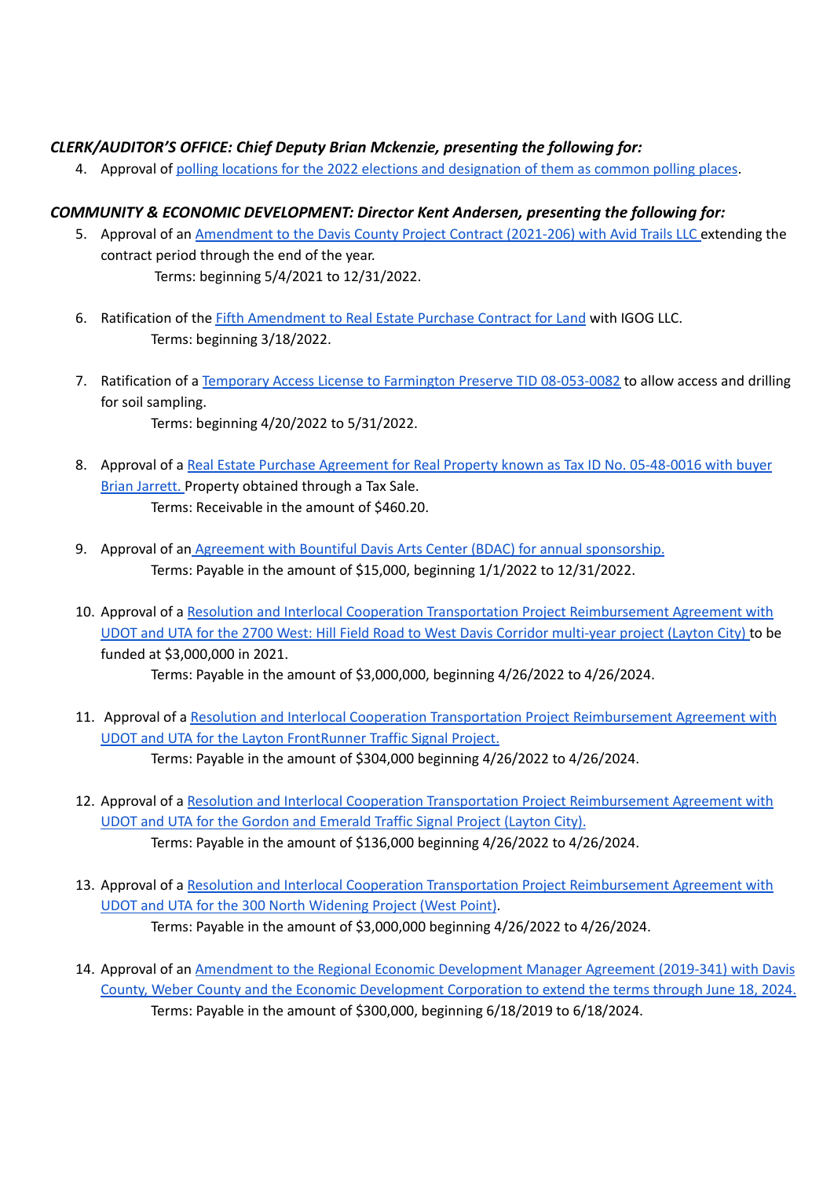***CLERK/AUDITOR'S OFFICE: Chief Deputy Brian Mckenzie, presenting the following for:***

4. Approval of polling locations for the 2022 elections and designation of them as common polling places.

***COMMUNITY & ECONOMIC DEVELOPMENT: Director Kent Andersen, presenting the following for:***

5. Approval of an Amendment to the Davis County Project Contract (2021-206) with Avid Trails LLC extending the contract period through the end of the year.
   Terms: beginning 5/4/2021 to 12/31/2022.

6. Ratification of the Fifth Amendment to Real Estate Purchase Contract for Land with IGOG LLC.
   Terms: beginning 3/18/2022.

7. Ratification of a Temporary Access License to Farmington Preserve TID 08-053-0082 to allow access and drilling for soil sampling.
   Terms: beginning 4/20/2022 to 5/31/2022.

8. Approval of a Real Estate Purchase Agreement for Real Property known as Tax ID No. 05-48-0016 with buyer Brian Jarrett. Property obtained through a Tax Sale.
   Terms: Receivable in the amount of $460.20.

9. Approval of an Agreement with Bountiful Davis Arts Center (BDAC) for annual sponsorship.
   Terms: Payable in the amount of $15,000, beginning 1/1/2022 to 12/31/2022.

10. Approval of a Resolution and Interlocal Cooperation Transportation Project Reimbursement Agreement with UDOT and UTA for the 2700 West: Hill Field Road to West Davis Corridor multi-year project (Layton City) to be funded at $3,000,000 in 2021.
    Terms: Payable in the amount of $3,000,000, beginning 4/26/2022 to 4/26/2024.

11. Approval of a Resolution and Interlocal Cooperation Transportation Project Reimbursement Agreement with UDOT and UTA for the Layton FrontRunner Traffic Signal Project.
    Terms: Payable in the amount of $304,000 beginning 4/26/2022 to 4/26/2024.

12. Approval of a Resolution and Interlocal Cooperation Transportation Project Reimbursement Agreement with UDOT and UTA for the Gordon and Emerald Traffic Signal Project (Layton City).
    Terms: Payable in the amount of $136,000 beginning 4/26/2022 to 4/26/2024.

13. Approval of a Resolution and Interlocal Cooperation Transportation Project Reimbursement Agreement with UDOT and UTA for the 300 North Widening Project (West Point).
    Terms: Payable in the amount of $3,000,000 beginning 4/26/2022 to 4/26/2024.

14. Approval of an Amendment to the Regional Economic Development Manager Agreement (2019-341) with Davis County, Weber County and the Economic Development Corporation to extend the terms through June 18, 2024.
    Terms: Payable in the amount of $300,000, beginning 6/18/2019 to 6/18/2024.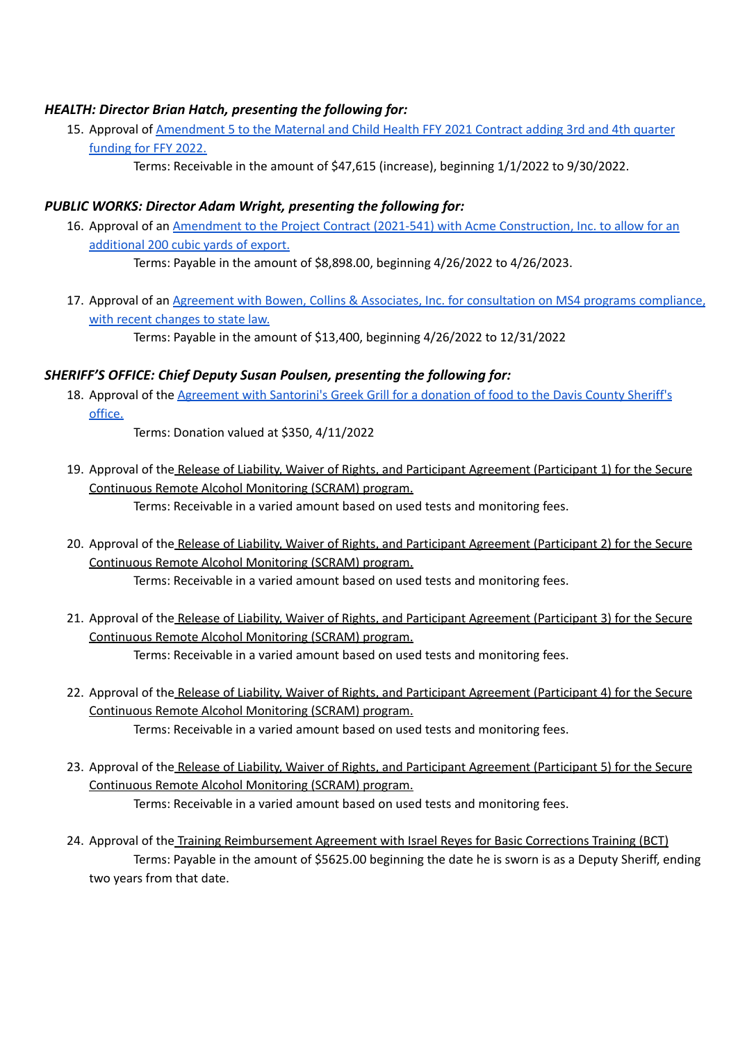***HEALTH: Director Brian Hatch, presenting the following for:***

15. Approval of Amendment 5 to the Maternal and Child Health FFY 2021 Contract adding 3rd and 4th quarter funding for FFY 2022.

    Terms: Receivable in the amount of $47,615 (increase), beginning 1/1/2022 to 9/30/2022.

***PUBLIC WORKS: Director Adam Wright, presenting the following for:***

16. Approval of an Amendment to the Project Contract (2021-541) with Acme Construction, Inc. to allow for an additional 200 cubic yards of export.

    Terms: Payable in the amount of $8,898.00, beginning 4/26/2022 to 4/26/2023.

17. Approval of an Agreement with Bowen, Collins & Associates, Inc. for consultation on MS4 programs compliance, with recent changes to state law.

    Terms: Payable in the amount of $13,400, beginning 4/26/2022 to 12/31/2022

***SHERIFF'S OFFICE: Chief Deputy Susan Poulsen, presenting the following for:***

18. Approval of the Agreement with Santorini's Greek Grill for a donation of food to the Davis County Sheriff's office.

    Terms: Donation valued at $350, 4/11/2022

19. Approval of the Release of Liability, Waiver of Rights, and Participant Agreement (Participant 1) for the Secure Continuous Remote Alcohol Monitoring (SCRAM) program.

    Terms: Receivable in a varied amount based on used tests and monitoring fees.

20. Approval of the Release of Liability, Waiver of Rights, and Participant Agreement (Participant 2) for the Secure Continuous Remote Alcohol Monitoring (SCRAM) program.

    Terms: Receivable in a varied amount based on used tests and monitoring fees.

21. Approval of the Release of Liability, Waiver of Rights, and Participant Agreement (Participant 3) for the Secure Continuous Remote Alcohol Monitoring (SCRAM) program.

    Terms: Receivable in a varied amount based on used tests and monitoring fees.

22. Approval of the Release of Liability, Waiver of Rights, and Participant Agreement (Participant 4) for the Secure Continuous Remote Alcohol Monitoring (SCRAM) program.

    Terms: Receivable in a varied amount based on used tests and monitoring fees.

23. Approval of the Release of Liability, Waiver of Rights, and Participant Agreement (Participant 5) for the Secure Continuous Remote Alcohol Monitoring (SCRAM) program.

    Terms: Receivable in a varied amount based on used tests and monitoring fees.

24. Approval of the Training Reimbursement Agreement with Israel Reyes for Basic Corrections Training (BCT)

    Terms: Payable in the amount of $5625.00 beginning the date he is sworn is as a Deputy Sheriff, ending two years from that date.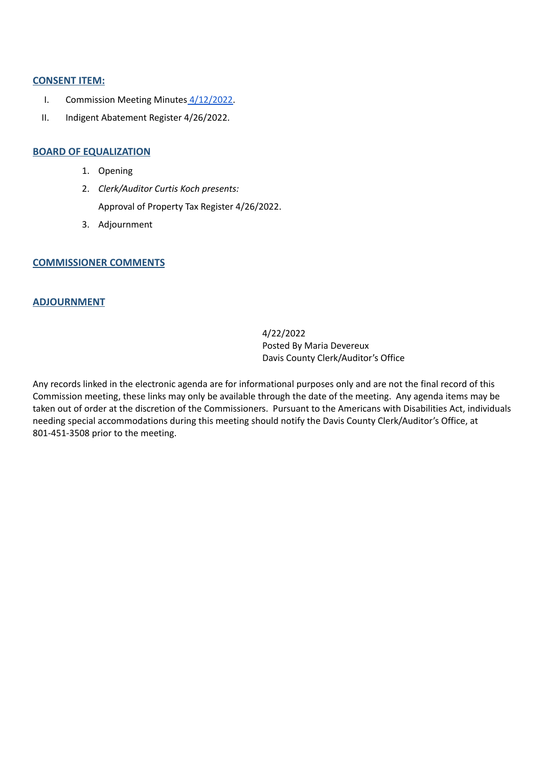## CONSENT ITEM:

I. Commission Meeting Minutes 4/12/2022.

II. Indigent Abatement Register 4/26/2022.

## BOARD OF EQUALIZATION

1. Opening
2. *Clerk/Auditor Curtis Koch presents:*

   Approval of Property Tax Register 4/26/2022.
3. Adjournment

## COMMISSIONER COMMENTS

## ADJOURNMENT

4/22/2022
Posted By Maria Devereux
Davis County Clerk/Auditor's Office

Any records linked in the electronic agenda are for informational purposes only and are not the final record of this Commission meeting, these links may only be available through the date of the meeting. Any agenda items may be taken out of order at the discretion of the Commissioners. Pursuant to the Americans with Disabilities Act, individuals needing special accommodations during this meeting should notify the Davis County Clerk/Auditor's Office, at 801-451-3508 prior to the meeting.